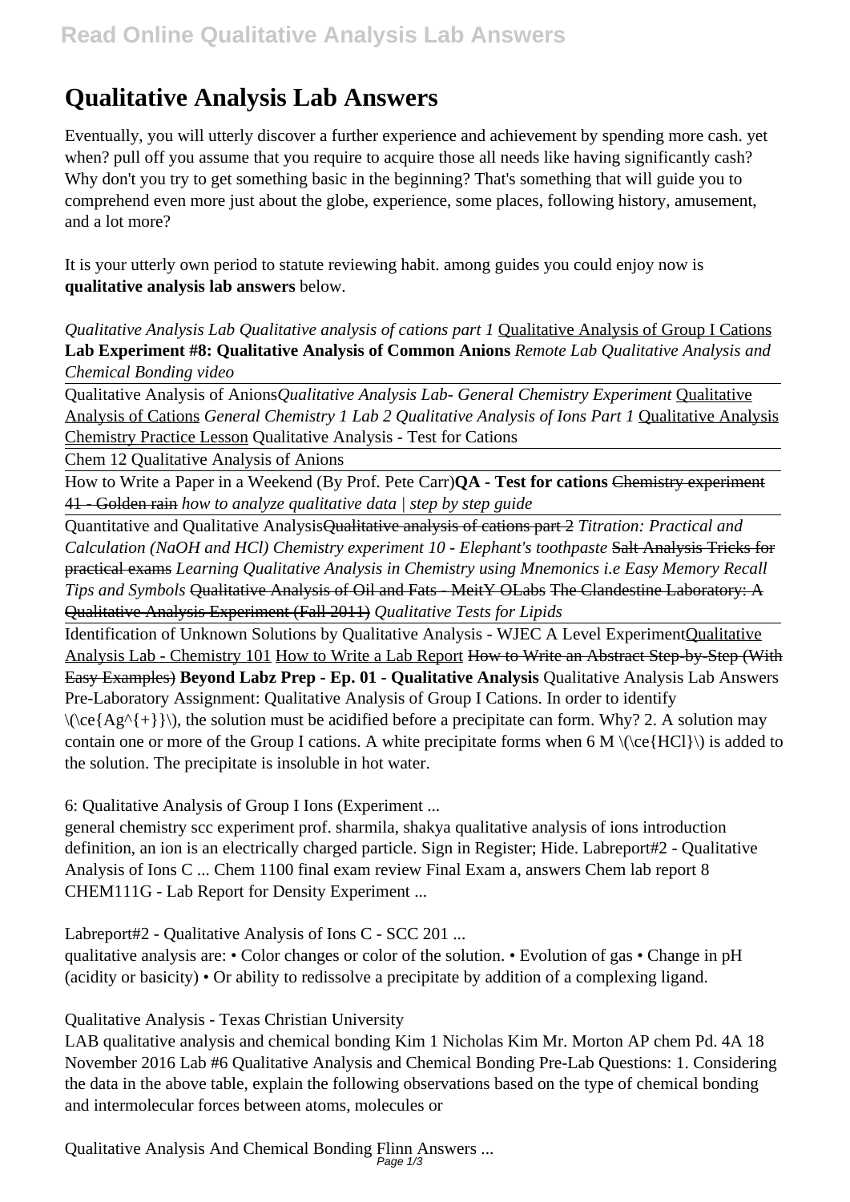# Qualitative Analysis Lab Answers

Eventually, you will utterly discover a further experience and achievement by spending more cash. yet when? pull off you assume that you require to acquire those all needs like having significantly cash? Why don't you try to get something basic in the beginning? That's something that will guide you to comprehend even more just about the globe, experience, some places, following history, amusement, and a lot more?

It is your utterly own period to statute reviewing habit. among guides you could enjoy now is **qualitative analysis lab answers** below.

*Qualitative Analysis Lab Qualitative analysis of cations part 1* Qualitative Analysis of Group I Cations **Lab Experiment #8: Qualitative Analysis of Common Anions** *Remote Lab Qualitative Analysis and Chemical Bonding video*

Qualitative Analysis of Anions*Qualitative Analysis Lab- General Chemistry Experiment* Qualitative Analysis of Cations *General Chemistry 1 Lab 2 Qualitative Analysis of Ions Part 1* Qualitative Analysis Chemistry Practice Lesson Qualitative Analysis - Test for Cations

Chem 12 Qualitative Analysis of Anions

How to Write a Paper in a Weekend (By Prof. Pete Carr)**QA - Test for cations** ~~Chemistry experiment 41 - Golden rain~~ *how to analyze qualitative data | step by step guide*

Quantitative and Qualitative Analysis~~Qualitative analysis of cations part 2~~ *Titration: Practical and Calculation (NaOH and HCl) Chemistry experiment 10 - Elephant's toothpaste* ~~Salt Analysis Tricks for practical exams~~ *Learning Qualitative Analysis in Chemistry using Mnemonics i.e Easy Memory Recall Tips and Symbols* ~~Qualitative Analysis of Oil and Fats - MeitY OLabs~~ ~~The Clandestine Laboratory: A Qualitative Analysis Experiment (Fall 2011)~~ *Qualitative Tests for Lipids*

Identification of Unknown Solutions by Qualitative Analysis - WJEC A Level ExperimentQualitative Analysis Lab - Chemistry 101 How to Write a Lab Report ~~How to Write an Abstract Step-by-Step (With Easy Examples)~~ **Beyond Labz Prep - Ep. 01 - Qualitative Analysis** Qualitative Analysis Lab Answers Pre-Laboratory Assignment: Qualitative Analysis of Group I Cations. In order to identify \(\ce{Ag^{+}}\), the solution must be acidified before a precipitate can form. Why? 2. A solution may contain one or more of the Group I cations. A white precipitate forms when 6 M \(\ce{HCl}\) is added to the solution. The precipitate is insoluble in hot water.

6: Qualitative Analysis of Group I Ions (Experiment ...

general chemistry scc experiment prof. sharmila, shakya qualitative analysis of ions introduction definition, an ion is an electrically charged particle. Sign in Register; Hide. Labreport#2 - Qualitative Analysis of Ions C ... Chem 1100 final exam review Final Exam a, answers Chem lab report 8 CHEM111G - Lab Report for Density Experiment ...

Labreport#2 - Qualitative Analysis of Ions C - SCC 201 ...

qualitative analysis are: • Color changes or color of the solution. • Evolution of gas • Change in pH (acidity or basicity) • Or ability to redissolve a precipitate by addition of a complexing ligand.

Qualitative Analysis - Texas Christian University

LAB qualitative analysis and chemical bonding Kim 1 Nicholas Kim Mr. Morton AP chem Pd. 4A 18 November 2016 Lab #6 Qualitative Analysis and Chemical Bonding Pre-Lab Questions: 1. Considering the data in the above table, explain the following observations based on the type of chemical bonding and intermolecular forces between atoms, molecules or

Qualitative Analysis And Chemical Bonding Flinn Answers ...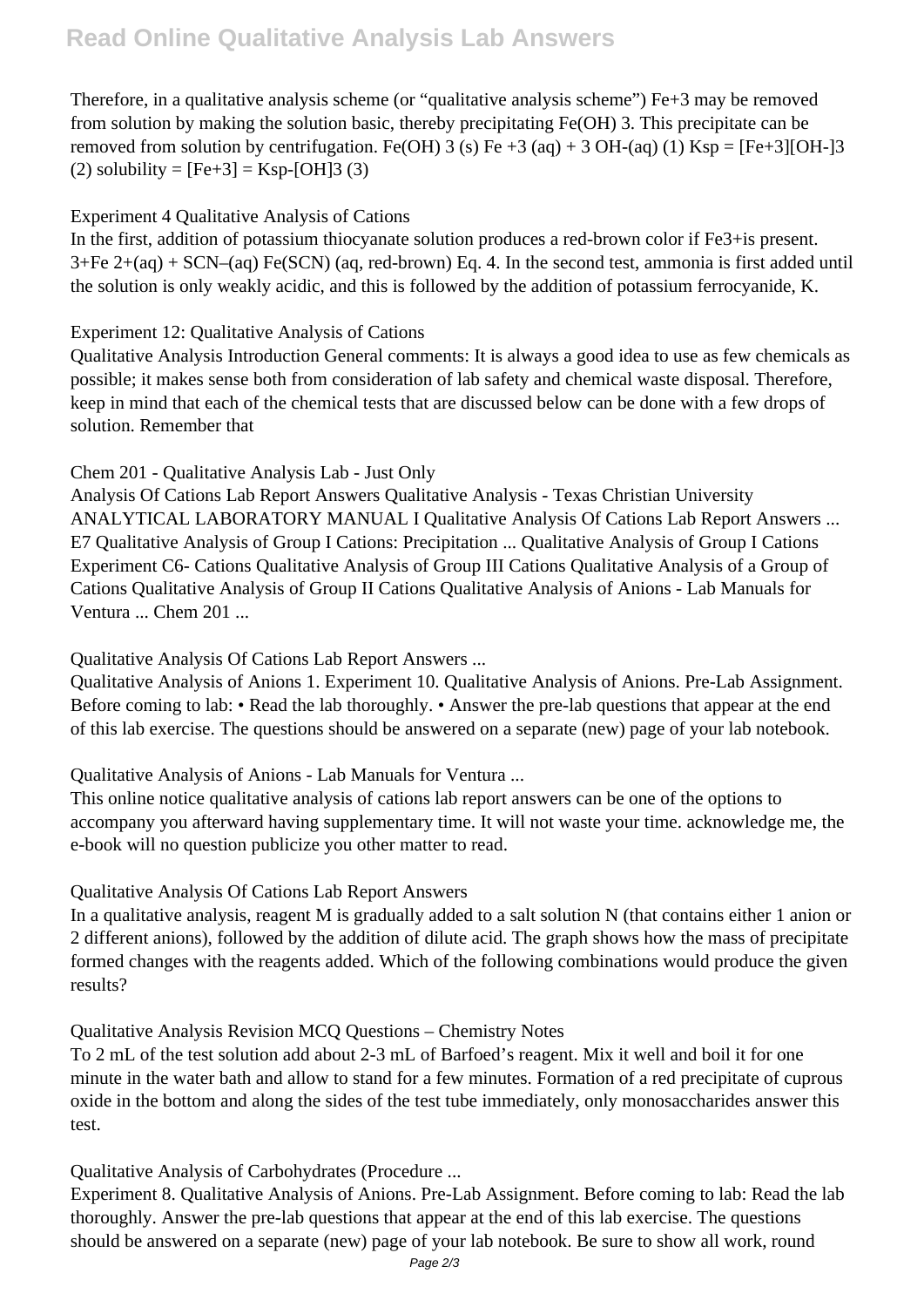Therefore, in a qualitative analysis scheme (or "qualitative analysis scheme") $Fe^{+3}$ may be removed from solution by making the solution basic, thereby precipitating $Fe(OH)_3$. This precipitate can be removed from solution by centrifugation. $Fe(OH)_3$ (s) $Fe^{+3}$ (aq) + 3 $OH^-$(aq) (1) $K_{sp} = [Fe^{+3}][OH^-]^3$ (2) solubility = $[Fe^{+3}]$ = Ksp-$[OH]^3$ (3)

Experiment 4 Qualitative Analysis of Cations

In the first, addition of potassium thiocyanate solution produces a red-brown color if $Fe^{3+}$is present. 3+Fe 2+(aq) + $SCN^-$(aq) Fe(SCN) (aq, red-brown) Eq. 4. In the second test, ammonia is first added until the solution is only weakly acidic, and this is followed by the addition of potassium ferrocyanide, K.

Experiment 12: Qualitative Analysis of Cations

Qualitative Analysis Introduction General comments: It is always a good idea to use as few chemicals as possible; it makes sense both from consideration of lab safety and chemical waste disposal. Therefore, keep in mind that each of the chemical tests that are discussed below can be done with a few drops of solution. Remember that

Chem 201 - Qualitative Analysis Lab - Just Only

Analysis Of Cations Lab Report Answers Qualitative Analysis - Texas Christian University ANALYTICAL LABORATORY MANUAL I Qualitative Analysis Of Cations Lab Report Answers ... E7 Qualitative Analysis of Group I Cations: Precipitation ... Qualitative Analysis of Group I Cations Experiment C6- Cations Qualitative Analysis of Group III Cations Qualitative Analysis of a Group of Cations Qualitative Analysis of Group II Cations Qualitative Analysis of Anions - Lab Manuals for Ventura ... Chem 201 ...

Qualitative Analysis Of Cations Lab Report Answers ...

Qualitative Analysis of Anions 1. Experiment 10. Qualitative Analysis of Anions. Pre-Lab Assignment. Before coming to lab: • Read the lab thoroughly. • Answer the pre-lab questions that appear at the end of this lab exercise. The questions should be answered on a separate (new) page of your lab notebook.

Qualitative Analysis of Anions - Lab Manuals for Ventura ...

This online notice qualitative analysis of cations lab report answers can be one of the options to accompany you afterward having supplementary time. It will not waste your time. acknowledge me, the e-book will no question publicize you other matter to read.

Qualitative Analysis Of Cations Lab Report Answers

In a qualitative analysis, reagent M is gradually added to a salt solution N (that contains either 1 anion or 2 different anions), followed by the addition of dilute acid. The graph shows how the mass of precipitate formed changes with the reagents added. Which of the following combinations would produce the given results?

Qualitative Analysis Revision MCQ Questions – Chemistry Notes

To 2 mL of the test solution add about 2-3 mL of Barfoed's reagent. Mix it well and boil it for one minute in the water bath and allow to stand for a few minutes. Formation of a red precipitate of cuprous oxide in the bottom and along the sides of the test tube immediately, only monosaccharides answer this test.

Qualitative Analysis of Carbohydrates (Procedure ...

Experiment 8. Qualitative Analysis of Anions. Pre-Lab Assignment. Before coming to lab: Read the lab thoroughly. Answer the pre-lab questions that appear at the end of this lab exercise. The questions should be answered on a separate (new) page of your lab notebook. Be sure to show all work, round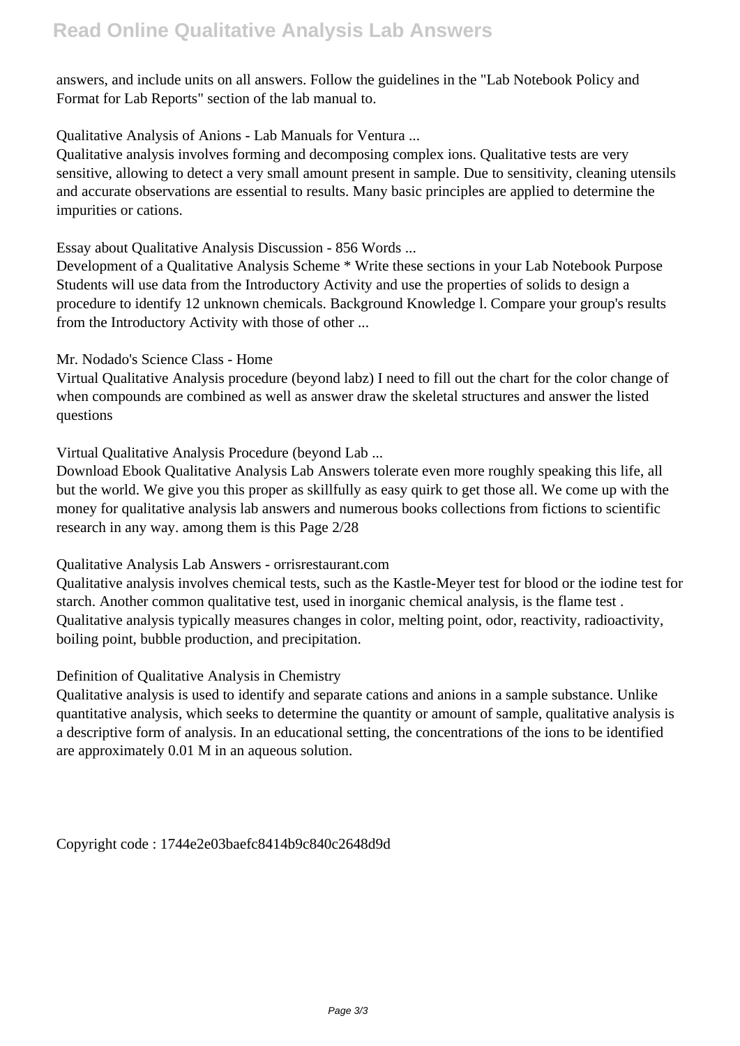answers, and include units on all answers. Follow the guidelines in the "Lab Notebook Policy and Format for Lab Reports" section of the lab manual to.

Qualitative Analysis of Anions - Lab Manuals for Ventura ...
Qualitative analysis involves forming and decomposing complex ions. Qualitative tests are very sensitive, allowing to detect a very small amount present in sample. Due to sensitivity, cleaning utensils and accurate observations are essential to results. Many basic principles are applied to determine the impurities or cations.

Essay about Qualitative Analysis Discussion - 856 Words ...
Development of a Qualitative Analysis Scheme * Write these sections in your Lab Notebook Purpose Students will use data from the Introductory Activity and use the properties of solids to design a procedure to identify 12 unknown chemicals. Background Knowledge l. Compare your group's results from the Introductory Activity with those of other ...

Mr. Nodado's Science Class - Home
Virtual Qualitative Analysis procedure (beyond labz) I need to fill out the chart for the color change of when compounds are combined as well as answer draw the skeletal structures and answer the listed questions

Virtual Qualitative Analysis Procedure (beyond Lab ...
Download Ebook Qualitative Analysis Lab Answers tolerate even more roughly speaking this life, all but the world. We give you this proper as skillfully as easy quirk to get those all. We come up with the money for qualitative analysis lab answers and numerous books collections from fictions to scientific research in any way. among them is this Page 2/28

Qualitative Analysis Lab Answers - orrisrestaurant.com
Qualitative analysis involves chemical tests, such as the Kastle-Meyer test for blood or the iodine test for starch. Another common qualitative test, used in inorganic chemical analysis, is the flame test . Qualitative analysis typically measures changes in color, melting point, odor, reactivity, radioactivity, boiling point, bubble production, and precipitation.

Definition of Qualitative Analysis in Chemistry
Qualitative analysis is used to identify and separate cations and anions in a sample substance. Unlike quantitative analysis, which seeks to determine the quantity or amount of sample, qualitative analysis is a descriptive form of analysis. In an educational setting, the concentrations of the ions to be identified are approximately 0.01 M in an aqueous solution.

Copyright code : 1744e2e03baefc8414b9c840c2648d9d